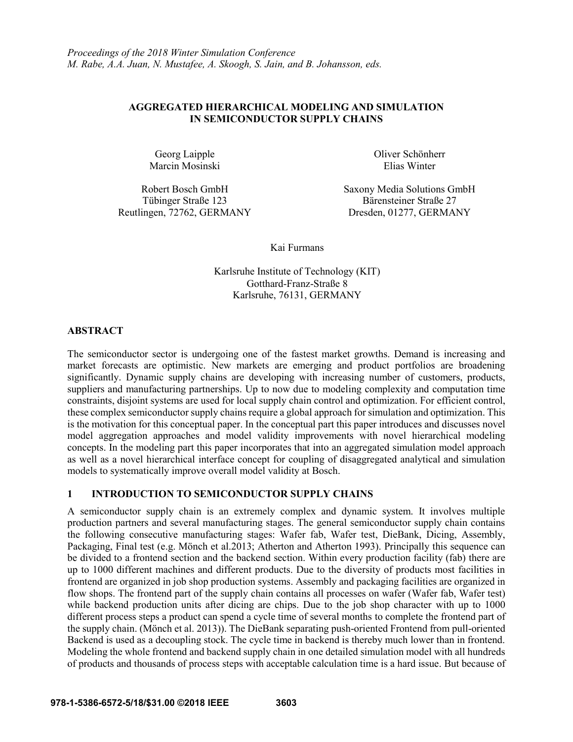*Proceedings of the 2018 Winter Simulation Conference*
*M. Rabe, A.A. Juan, N. Mustafee, A. Skoogh, S. Jain, and B. Johansson, eds.*

# AGGREGATED HIERARCHICAL MODELING AND SIMULATION IN SEMICONDUCTOR SUPPLY CHAINS

Georg Laipple
Marcin Mosinski

Robert Bosch GmbH
Tübinger Straße 123
Reutlingen, 72762, GERMANY

Oliver Schönherr
Elias Winter

Saxony Media Solutions GmbH
Bärensteiner Straße 27
Dresden, 01277, GERMANY

Kai Furmans

Karlsruhe Institute of Technology (KIT)
Gotthard-Franz-Straße 8
Karlsruhe, 76131, GERMANY

## ABSTRACT

The semiconductor sector is undergoing one of the fastest market growths. Demand is increasing and market forecasts are optimistic. New markets are emerging and product portfolios are broadening significantly. Dynamic supply chains are developing with increasing number of customers, products, suppliers and manufacturing partnerships. Up to now due to modeling complexity and computation time constraints, disjoint systems are used for local supply chain control and optimization. For efficient control, these complex semiconductor supply chains require a global approach for simulation and optimization. This is the motivation for this conceptual paper. In the conceptual part this paper introduces and discusses novel model aggregation approaches and model validity improvements with novel hierarchical modeling concepts. In the modeling part this paper incorporates that into an aggregated simulation model approach as well as a novel hierarchical interface concept for coupling of disaggregated analytical and simulation models to systematically improve overall model validity at Bosch.

## 1 INTRODUCTION TO SEMICONDUCTOR SUPPLY CHAINS

A semiconductor supply chain is an extremely complex and dynamic system. It involves multiple production partners and several manufacturing stages. The general semiconductor supply chain contains the following consecutive manufacturing stages: Wafer fab, Wafer test, DieBank, Dicing, Assembly, Packaging, Final test (e.g. Mönch et al.2013; Atherton and Atherton 1993). Principally this sequence can be divided to a frontend section and the backend section. Within every production facility (fab) there are up to 1000 different machines and different products. Due to the diversity of products most facilities in frontend are organized in job shop production systems. Assembly and packaging facilities are organized in flow shops. The frontend part of the supply chain contains all processes on wafer (Wafer fab, Wafer test) while backend production units after dicing are chips. Due to the job shop character with up to 1000 different process steps a product can spend a cycle time of several months to complete the frontend part of the supply chain. (Mönch et al. 2013)). The DieBank separating push-oriented Frontend from pull-oriented Backend is used as a decoupling stock. The cycle time in backend is thereby much lower than in frontend. Modeling the whole frontend and backend supply chain in one detailed simulation model with all hundreds of products and thousands of process steps with acceptable calculation time is a hard issue. But because of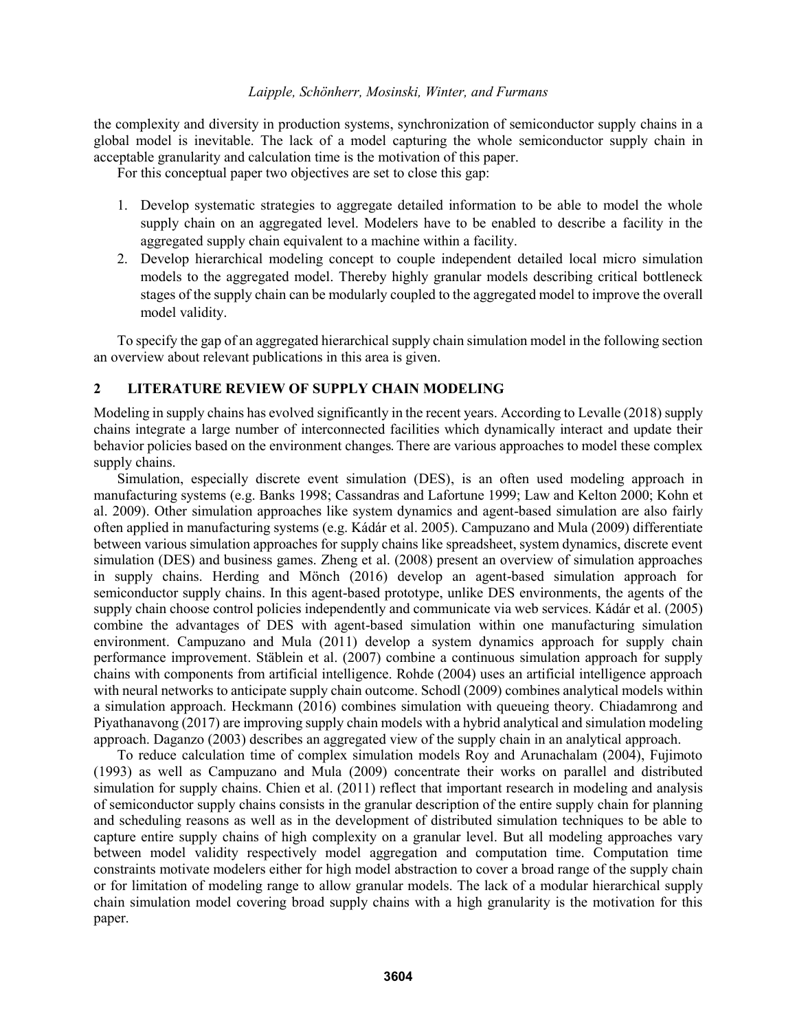the complexity and diversity in production systems, synchronization of semiconductor supply chains in a global model is inevitable. The lack of a model capturing the whole semiconductor supply chain in acceptable granularity and calculation time is the motivation of this paper.

For this conceptual paper two objectives are set to close this gap:

1. Develop systematic strategies to aggregate detailed information to be able to model the whole supply chain on an aggregated level. Modelers have to be enabled to describe a facility in the aggregated supply chain equivalent to a machine within a facility.
2. Develop hierarchical modeling concept to couple independent detailed local micro simulation models to the aggregated model. Thereby highly granular models describing critical bottleneck stages of the supply chain can be modularly coupled to the aggregated model to improve the overall model validity.

To specify the gap of an aggregated hierarchical supply chain simulation model in the following section an overview about relevant publications in this area is given.

## 2 LITERATURE REVIEW OF SUPPLY CHAIN MODELING

Modeling in supply chains has evolved significantly in the recent years. According to Levalle (2018) supply chains integrate a large number of interconnected facilities which dynamically interact and update their behavior policies based on the environment changes. There are various approaches to model these complex supply chains.

Simulation, especially discrete event simulation (DES), is an often used modeling approach in manufacturing systems (e.g. Banks 1998; Cassandras and Lafortune 1999; Law and Kelton 2000; Kohn et al. 2009). Other simulation approaches like system dynamics and agent-based simulation are also fairly often applied in manufacturing systems (e.g. Kádár et al. 2005). Campuzano and Mula (2009) differentiate between various simulation approaches for supply chains like spreadsheet, system dynamics, discrete event simulation (DES) and business games. Zheng et al. (2008) present an overview of simulation approaches in supply chains. Herding and Mönch (2016) develop an agent-based simulation approach for semiconductor supply chains. In this agent-based prototype, unlike DES environments, the agents of the supply chain choose control policies independently and communicate via web services. Kádár et al. (2005) combine the advantages of DES with agent-based simulation within one manufacturing simulation environment. Campuzano and Mula (2011) develop a system dynamics approach for supply chain performance improvement. Stäblein et al. (2007) combine a continuous simulation approach for supply chains with components from artificial intelligence. Rohde (2004) uses an artificial intelligence approach with neural networks to anticipate supply chain outcome. Schodl (2009) combines analytical models within a simulation approach. Heckmann (2016) combines simulation with queueing theory. Chiadamrong and Piyathanavong (2017) are improving supply chain models with a hybrid analytical and simulation modeling approach. Daganzo (2003) describes an aggregated view of the supply chain in an analytical approach.

To reduce calculation time of complex simulation models Roy and Arunachalam (2004), Fujimoto (1993) as well as Campuzano and Mula (2009) concentrate their works on parallel and distributed simulation for supply chains. Chien et al. (2011) reflect that important research in modeling and analysis of semiconductor supply chains consists in the granular description of the entire supply chain for planning and scheduling reasons as well as in the development of distributed simulation techniques to be able to capture entire supply chains of high complexity on a granular level. But all modeling approaches vary between model validity respectively model aggregation and computation time. Computation time constraints motivate modelers either for high model abstraction to cover a broad range of the supply chain or for limitation of modeling range to allow granular models. The lack of a modular hierarchical supply chain simulation model covering broad supply chains with a high granularity is the motivation for this paper.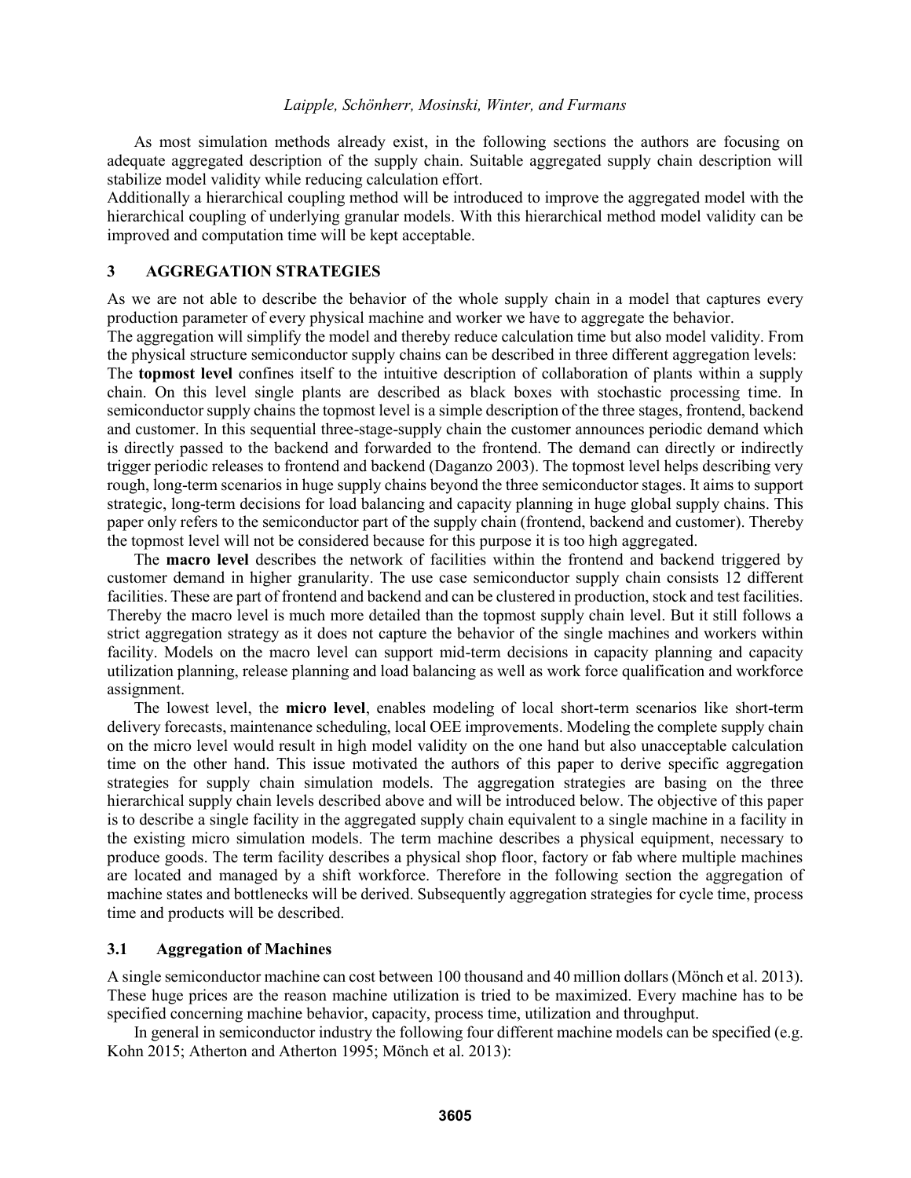As most simulation methods already exist, in the following sections the authors are focusing on adequate aggregated description of the supply chain. Suitable aggregated supply chain description will stabilize model validity while reducing calculation effort.

Additionally a hierarchical coupling method will be introduced to improve the aggregated model with the hierarchical coupling of underlying granular models. With this hierarchical method model validity can be improved and computation time will be kept acceptable.

## 3 AGGREGATION STRATEGIES

As we are not able to describe the behavior of the whole supply chain in a model that captures every production parameter of every physical machine and worker we have to aggregate the behavior.

The aggregation will simplify the model and thereby reduce calculation time but also model validity. From the physical structure semiconductor supply chains can be described in three different aggregation levels:

The **topmost level** confines itself to the intuitive description of collaboration of plants within a supply chain. On this level single plants are described as black boxes with stochastic processing time. In semiconductor supply chains the topmost level is a simple description of the three stages, frontend, backend and customer. In this sequential three-stage-supply chain the customer announces periodic demand which is directly passed to the backend and forwarded to the frontend. The demand can directly or indirectly trigger periodic releases to frontend and backend (Daganzo 2003). The topmost level helps describing very rough, long-term scenarios in huge supply chains beyond the three semiconductor stages. It aims to support strategic, long-term decisions for load balancing and capacity planning in huge global supply chains. This paper only refers to the semiconductor part of the supply chain (frontend, backend and customer). Thereby the topmost level will not be considered because for this purpose it is too high aggregated.

The **macro level** describes the network of facilities within the frontend and backend triggered by customer demand in higher granularity. The use case semiconductor supply chain consists 12 different facilities. These are part of frontend and backend and can be clustered in production, stock and test facilities. Thereby the macro level is much more detailed than the topmost supply chain level. But it still follows a strict aggregation strategy as it does not capture the behavior of the single machines and workers within facility. Models on the macro level can support mid-term decisions in capacity planning and capacity utilization planning, release planning and load balancing as well as work force qualification and workforce assignment.

The lowest level, the **micro level**, enables modeling of local short-term scenarios like short-term delivery forecasts, maintenance scheduling, local OEE improvements. Modeling the complete supply chain on the micro level would result in high model validity on the one hand but also unacceptable calculation time on the other hand. This issue motivated the authors of this paper to derive specific aggregation strategies for supply chain simulation models. The aggregation strategies are basing on the three hierarchical supply chain levels described above and will be introduced below. The objective of this paper is to describe a single facility in the aggregated supply chain equivalent to a single machine in a facility in the existing micro simulation models. The term machine describes a physical equipment, necessary to produce goods. The term facility describes a physical shop floor, factory or fab where multiple machines are located and managed by a shift workforce. Therefore in the following section the aggregation of machine states and bottlenecks will be derived. Subsequently aggregation strategies for cycle time, process time and products will be described.

### 3.1 Aggregation of Machines

A single semiconductor machine can cost between 100 thousand and 40 million dollars (Mönch et al. 2013). These huge prices are the reason machine utilization is tried to be maximized. Every machine has to be specified concerning machine behavior, capacity, process time, utilization and throughput.

In general in semiconductor industry the following four different machine models can be specified (e.g. Kohn 2015; Atherton and Atherton 1995; Mönch et al. 2013):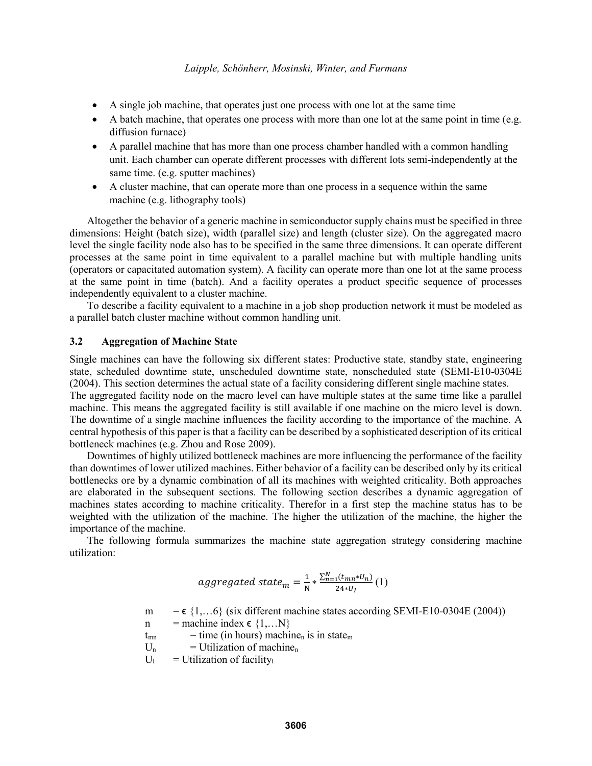- A single job machine, that operates just one process with one lot at the same time
- A batch machine, that operates one process with more than one lot at the same point in time (e.g. diffusion furnace)
- A parallel machine that has more than one process chamber handled with a common handling unit. Each chamber can operate different processes with different lots semi-independently at the same time. (e.g. sputter machines)
- A cluster machine, that can operate more than one process in a sequence within the same machine (e.g. lithography tools)

Altogether the behavior of a generic machine in semiconductor supply chains must be specified in three dimensions: Height (batch size), width (parallel size) and length (cluster size). On the aggregated macro level the single facility node also has to be specified in the same three dimensions. It can operate different processes at the same point in time equivalent to a parallel machine but with multiple handling units (operators or capacitated automation system). A facility can operate more than one lot at the same process at the same point in time (batch). And a facility operates a product specific sequence of processes independently equivalent to a cluster machine.

To describe a facility equivalent to a machine in a job shop production network it must be modeled as a parallel batch cluster machine without common handling unit.

### 3.2 Aggregation of Machine State

Single machines can have the following six different states: Productive state, standby state, engineering state, scheduled downtime state, unscheduled downtime state, nonscheduled state (SEMI-E10-0304E (2004). This section determines the actual state of a facility considering different single machine states.
The aggregated facility node on the macro level can have multiple states at the same time like a parallel machine. This means the aggregated facility is still available if one machine on the micro level is down. The downtime of a single machine influences the facility according to the importance of the machine. A central hypothesis of this paper is that a facility can be described by a sophisticated description of its critical bottleneck machines (e.g. Zhou and Rose 2009).

Downtimes of highly utilized bottleneck machines are more influencing the performance of the facility than downtimes of lower utilized machines. Either behavior of a facility can be described only by its critical bottlenecks ore by a dynamic combination of all its machines with weighted criticality. Both approaches are elaborated in the subsequent sections. The following section describes a dynamic aggregation of machines states according to machine criticality. Therefor in a first step the machine status has to be weighted with the utilization of the machine. The higher the utilization of the machine, the higher the importance of the machine.

The following formula summarizes the machine state aggregation strategy considering machine utilization:

$$aggregated\ state_m = \frac{1}{N} * \frac{\sum_{n=1}^{N}(t_{mn} * U_n)}{24 * U_I} \quad (1)$$

$m$ = $\epsilon$ {1,…6} (six different machine states according SEMI-E10-0304E (2004))
$n$ = machine index $\epsilon$ {1,…N}
$t_{mn}$ = time (in hours) $machine_n$ is in $state_m$
$U_n$ = Utilization of $machine_n$
$U_I$ = Utilization of $facility_I$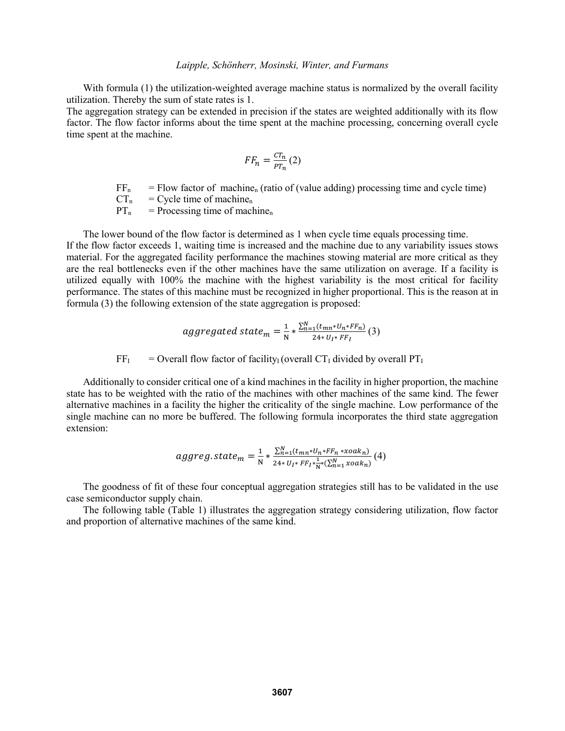With formula (1) the utilization-weighted average machine status is normalized by the overall facility utilization. Thereby the sum of state rates is 1.
The aggregation strategy can be extended in precision if the states are weighted additionally with its flow factor. The flow factor informs about the time spent at the machine processing, concerning overall cycle time spent at the machine.

$$FF_n = \frac{CT_n}{PT_n} \text{ (2)}$$

$FF_n$ = Flow factor of machine$_n$ (ratio of (value adding) processing time and cycle time)
$CT_n$ = Cycle time of machine$_n$
$PT_n$ = Processing time of machine$_n$

The lower bound of the flow factor is determined as 1 when cycle time equals processing time.
If the flow factor exceeds 1, waiting time is increased and the machine due to any variability issues stows material. For the aggregated facility performance the machines stowing material are more critical as they are the real bottlenecks even if the other machines have the same utilization on average. If a facility is utilized equally with 100% the machine with the highest variability is the most critical for facility performance. The states of this machine must be recognized in higher proportional. This is the reason at in formula (3) the following extension of the state aggregation is proposed:

$$aggregated\ state_m = \frac{1}{\text{N}} * \frac{\sum_{n=1}^{N}(t_{mn} * U_n * FF_n)}{24 * U_I * FF_I} \text{ (3)}$$

$FF_I$ = Overall flow factor of facility$_I$ (overall $CT_I$ divided by overall $PT_I$

Additionally to consider critical one of a kind machines in the facility in higher proportion, the machine state has to be weighted with the ratio of the machines with other machines of the same kind. The fewer alternative machines in a facility the higher the criticality of the single machine. Low performance of the single machine can no more be buffered. The following formula incorporates the third state aggregation extension:

$$aggreg.state_m = \frac{1}{\text{N}} * \frac{\sum_{n=1}^{N}(t_{mn} * U_n * FF_n * xoak_n)}{24 * U_I * FF_I * \frac{1}{\text{N}} * (\sum_{n=1}^{N} xoak_n)} \text{ (4)}$$

The goodness of fit of these four conceptual aggregation strategies still has to be validated in the use case semiconductor supply chain.

The following table (Table 1) illustrates the aggregation strategy considering utilization, flow factor and proportion of alternative machines of the same kind.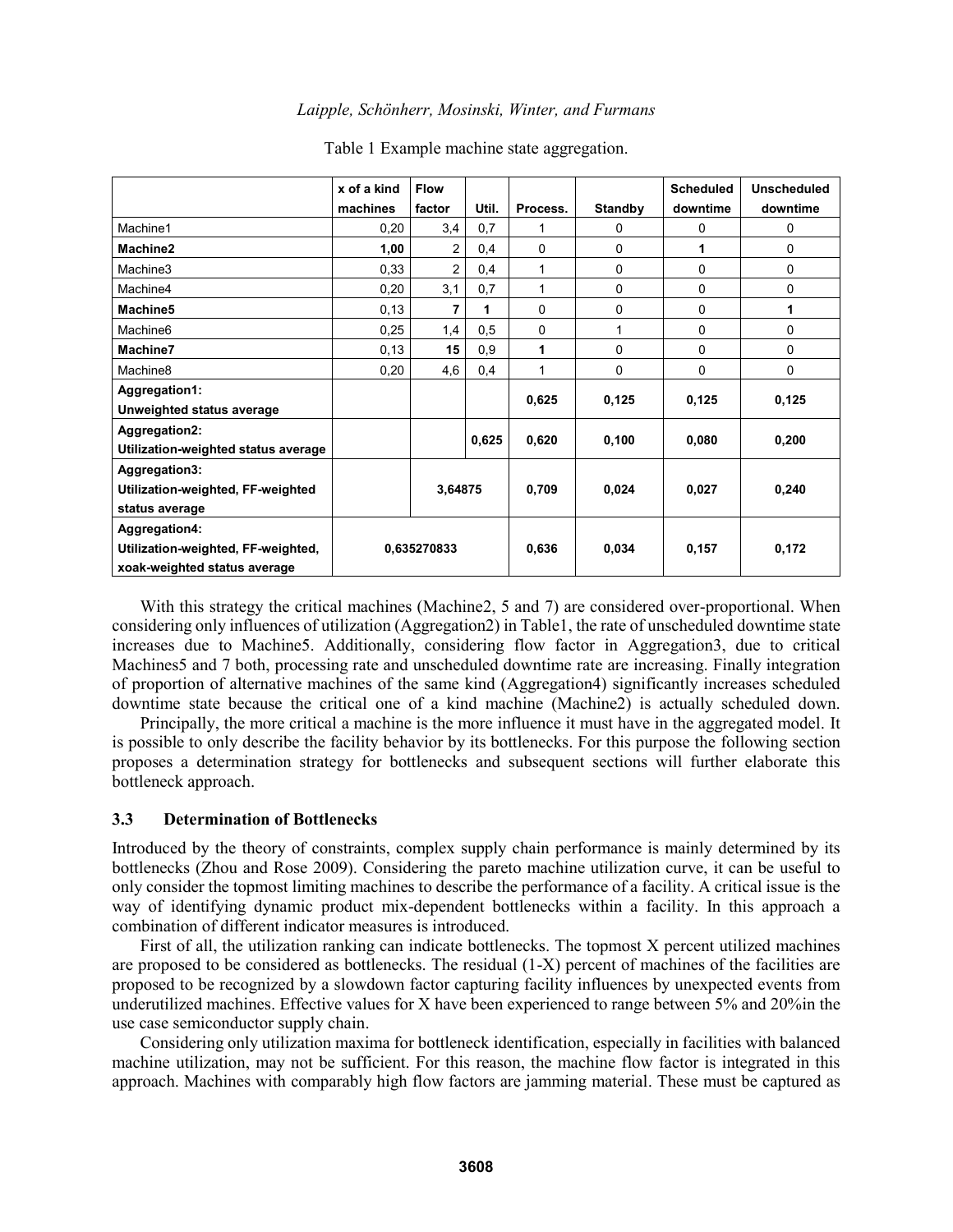Table 1 Example machine state aggregation.

| | x of a kind machines | Flow factor | Util. | Process. | Standby | Scheduled downtime | Unscheduled downtime |
|---|---|---|---|---|---|---|---|
| Machine1 | 0,20 | 3,4 | 0,7 | 1 | 0 | 0 | 0 |
| **Machine2** | **1,00** | 2 | 0,4 | 0 | 0 | **1** | 0 |
| Machine3 | 0,33 | 2 | 0,4 | 1 | 0 | 0 | 0 |
| Machine4 | 0,20 | 3,1 | 0,7 | 1 | 0 | 0 | 0 |
| **Machine5** | 0,13 | **7** | **1** | 0 | 0 | 0 | **1** |
| Machine6 | 0,25 | 1,4 | 0,5 | 0 | 1 | 0 | 0 |
| **Machine7** | 0,13 | **15** | 0,9 | **1** | 0 | 0 | 0 |
| Machine8 | 0,20 | 4,6 | 0,4 | 1 | 0 | 0 | 0 |
| **Aggregation1: Unweighted status average** | | | | **0,625** | **0,125** | **0,125** | **0,125** |
| **Aggregation2: Utilization-weighted status average** | | | **0,625** | **0,620** | **0,100** | **0,080** | **0,200** |
| **Aggregation3: Utilization-weighted, FF-weighted status average** | | **3,64875** | | **0,709** | **0,024** | **0,027** | **0,240** |
| **Aggregation4: Utilization-weighted, FF-weighted, xoak-weighted status average** | **0,635270833** | | | **0,636** | **0,034** | **0,157** | **0,172** |

With this strategy the critical machines (Machine2, 5 and 7) are considered over-proportional. When considering only influences of utilization (Aggregation2) in Table1, the rate of unscheduled downtime state increases due to Machine5. Additionally, considering flow factor in Aggregation3, due to critical Machines5 and 7 both, processing rate and unscheduled downtime rate are increasing. Finally integration of proportion of alternative machines of the same kind (Aggregation4) significantly increases scheduled downtime state because the critical one of a kind machine (Machine2) is actually scheduled down.

Principally, the more critical a machine is the more influence it must have in the aggregated model. It is possible to only describe the facility behavior by its bottlenecks. For this purpose the following section proposes a determination strategy for bottlenecks and subsequent sections will further elaborate this bottleneck approach.

### 3.3 Determination of Bottlenecks

Introduced by the theory of constraints, complex supply chain performance is mainly determined by its bottlenecks (Zhou and Rose 2009). Considering the pareto machine utilization curve, it can be useful to only consider the topmost limiting machines to describe the performance of a facility. A critical issue is the way of identifying dynamic product mix-dependent bottlenecks within a facility. In this approach a combination of different indicator measures is introduced.

First of all, the utilization ranking can indicate bottlenecks. The topmost X percent utilized machines are proposed to be considered as bottlenecks. The residual (1-X) percent of machines of the facilities are proposed to be recognized by a slowdown factor capturing facility influences by unexpected events from underutilized machines. Effective values for X have been experienced to range between 5% and 20%in the use case semiconductor supply chain.

Considering only utilization maxima for bottleneck identification, especially in facilities with balanced machine utilization, may not be sufficient. For this reason, the machine flow factor is integrated in this approach. Machines with comparably high flow factors are jamming material. These must be captured as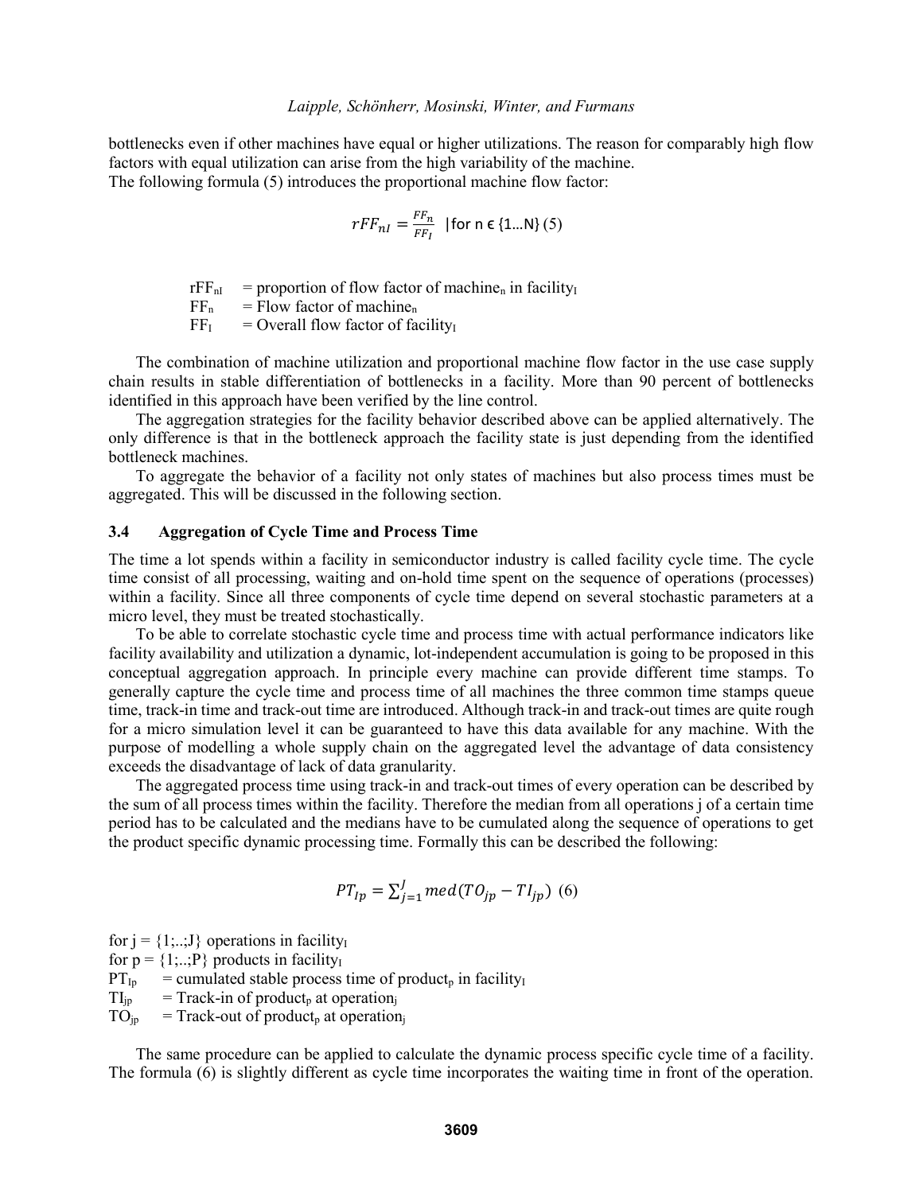bottlenecks even if other machines have equal or higher utilizations. The reason for comparably high flow factors with equal utilization can arise from the high variability of the machine.
The following formula (5) introduces the proportional machine flow factor:

$$rFF_{nI} = \frac{FF_n}{FF_I} \quad |\text{for n} \in \{1 \ldots \text{N}\} \; (5)$$

$rFF_{nI}$ = proportion of flow factor of $\text{machine}_n$ in $\text{facility}_I$
$FF_n$ = Flow factor of $\text{machine}_n$
$FF_I$ = Overall flow factor of $\text{facility}_I$

The combination of machine utilization and proportional machine flow factor in the use case supply chain results in stable differentiation of bottlenecks in a facility. More than 90 percent of bottlenecks identified in this approach have been verified by the line control.

The aggregation strategies for the facility behavior described above can be applied alternatively. The only difference is that in the bottleneck approach the facility state is just depending from the identified bottleneck machines.

To aggregate the behavior of a facility not only states of machines but also process times must be aggregated. This will be discussed in the following section.

### 3.4 Aggregation of Cycle Time and Process Time

The time a lot spends within a facility in semiconductor industry is called facility cycle time. The cycle time consist of all processing, waiting and on-hold time spent on the sequence of operations (processes) within a facility. Since all three components of cycle time depend on several stochastic parameters at a micro level, they must be treated stochastically.

To be able to correlate stochastic cycle time and process time with actual performance indicators like facility availability and utilization a dynamic, lot-independent accumulation is going to be proposed in this conceptual aggregation approach. In principle every machine can provide different time stamps. To generally capture the cycle time and process time of all machines the three common time stamps queue time, track-in time and track-out time are introduced. Although track-in and track-out times are quite rough for a micro simulation level it can be guaranteed to have this data available for any machine. With the purpose of modelling a whole supply chain on the aggregated level the advantage of data consistency exceeds the disadvantage of lack of data granularity.

The aggregated process time using track-in and track-out times of every operation can be described by the sum of all process times within the facility. Therefore the median from all operations j of a certain time period has to be calculated and the medians have to be cumulated along the sequence of operations to get the product specific dynamic processing time. Formally this can be described the following:

$$PT_{Ip} = \sum_{j=1}^{J} med(TO_{jp} - TI_{jp}) \;\; (6)$$

for $j = \{1;..;J\}$ operations in $\text{facility}_I$
for $p = \{1;..;P\}$ products in $\text{facility}_I$
$PT_{Ip}$ = cumulated stable process time of $\text{product}_p$ in $\text{facility}_I$
$TI_{jp}$ = Track-in of $\text{product}_p$ at $\text{operation}_j$
$TO_{jp}$ = Track-out of $\text{product}_p$ at $\text{operation}_j$

The same procedure can be applied to calculate the dynamic process specific cycle time of a facility. The formula (6) is slightly different as cycle time incorporates the waiting time in front of the operation.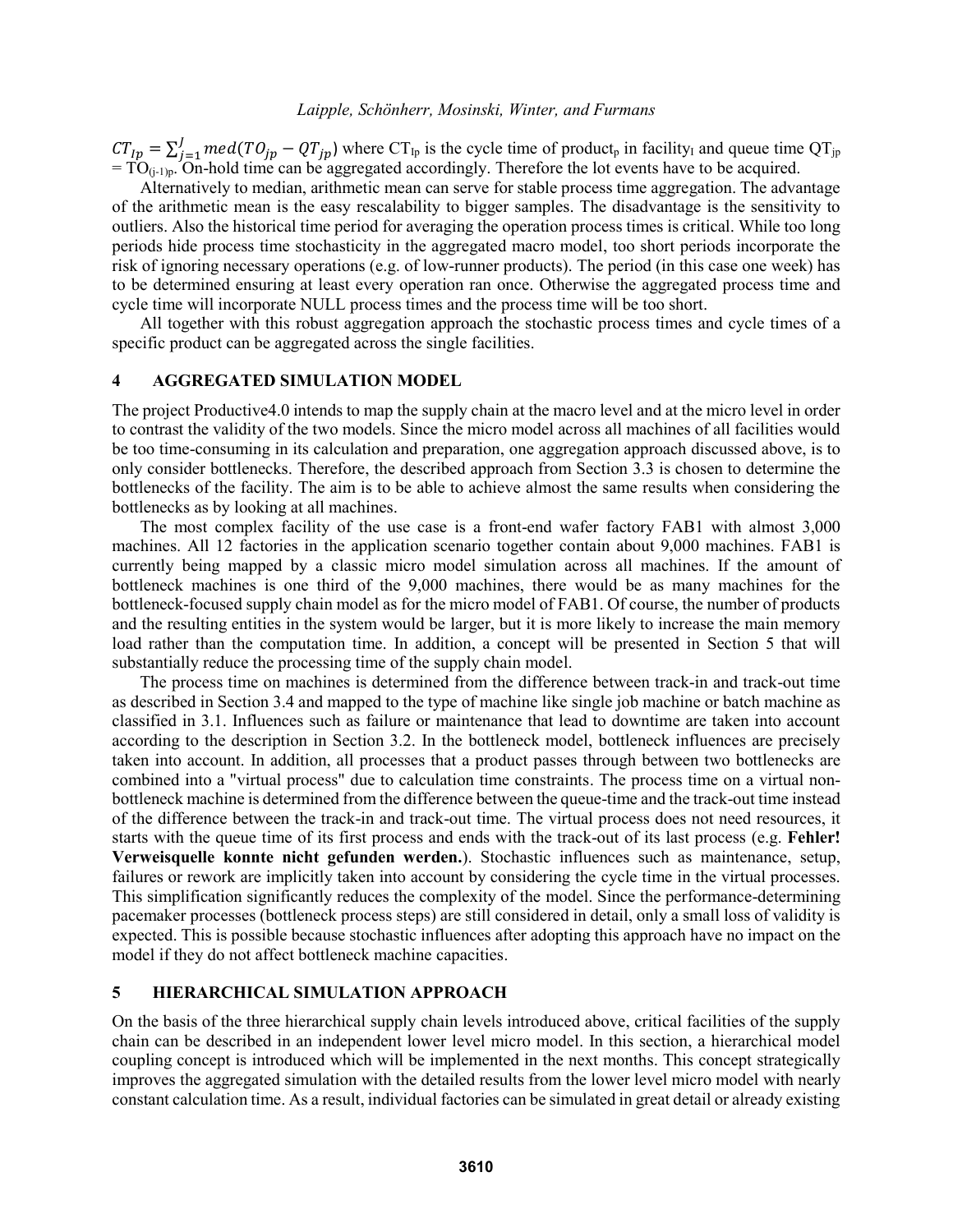$CT_{Ip} = \sum_{j=1}^{J} med(TO_{jp} - QT_{jp})$ where $CT_{Ip}$ is the cycle time of $product_p$ in $facility_I$ and queue time $QT_{jp} = TO_{(j-1)p}$. On-hold time can be aggregated accordingly. Therefore the lot events have to be acquired.

Alternatively to median, arithmetic mean can serve for stable process time aggregation. The advantage of the arithmetic mean is the easy rescalability to bigger samples. The disadvantage is the sensitivity to outliers. Also the historical time period for averaging the operation process times is critical. While too long periods hide process time stochasticity in the aggregated macro model, too short periods incorporate the risk of ignoring necessary operations (e.g. of low-runner products). The period (in this case one week) has to be determined ensuring at least every operation ran once. Otherwise the aggregated process time and cycle time will incorporate NULL process times and the process time will be too short.

All together with this robust aggregation approach the stochastic process times and cycle times of a specific product can be aggregated across the single facilities.

## 4 AGGREGATED SIMULATION MODEL

The project Productive4.0 intends to map the supply chain at the macro level and at the micro level in order to contrast the validity of the two models. Since the micro model across all machines of all facilities would be too time-consuming in its calculation and preparation, one aggregation approach discussed above, is to only consider bottlenecks. Therefore, the described approach from Section 3.3 is chosen to determine the bottlenecks of the facility. The aim is to be able to achieve almost the same results when considering the bottlenecks as by looking at all machines.

The most complex facility of the use case is a front-end wafer factory FAB1 with almost 3,000 machines. All 12 factories in the application scenario together contain about 9,000 machines. FAB1 is currently being mapped by a classic micro model simulation across all machines. If the amount of bottleneck machines is one third of the 9,000 machines, there would be as many machines for the bottleneck-focused supply chain model as for the micro model of FAB1. Of course, the number of products and the resulting entities in the system would be larger, but it is more likely to increase the main memory load rather than the computation time. In addition, a concept will be presented in Section 5 that will substantially reduce the processing time of the supply chain model.

The process time on machines is determined from the difference between track-in and track-out time as described in Section 3.4 and mapped to the type of machine like single job machine or batch machine as classified in 3.1. Influences such as failure or maintenance that lead to downtime are taken into account according to the description in Section 3.2. In the bottleneck model, bottleneck influences are precisely taken into account. In addition, all processes that a product passes through between two bottlenecks are combined into a "virtual process" due to calculation time constraints. The process time on a virtual non-bottleneck machine is determined from the difference between the queue-time and the track-out time instead of the difference between the track-in and track-out time. The virtual process does not need resources, it starts with the queue time of its first process and ends with the track-out of its last process (e.g. **Fehler! Verweisquelle konnte nicht gefunden werden.**). Stochastic influences such as maintenance, setup, failures or rework are implicitly taken into account by considering the cycle time in the virtual processes. This simplification significantly reduces the complexity of the model. Since the performance-determining pacemaker processes (bottleneck process steps) are still considered in detail, only a small loss of validity is expected. This is possible because stochastic influences after adopting this approach have no impact on the model if they do not affect bottleneck machine capacities.

## 5 HIERARCHICAL SIMULATION APPROACH

On the basis of the three hierarchical supply chain levels introduced above, critical facilities of the supply chain can be described in an independent lower level micro model. In this section, a hierarchical model coupling concept is introduced which will be implemented in the next months. This concept strategically improves the aggregated simulation with the detailed results from the lower level micro model with nearly constant calculation time. As a result, individual factories can be simulated in great detail or already existing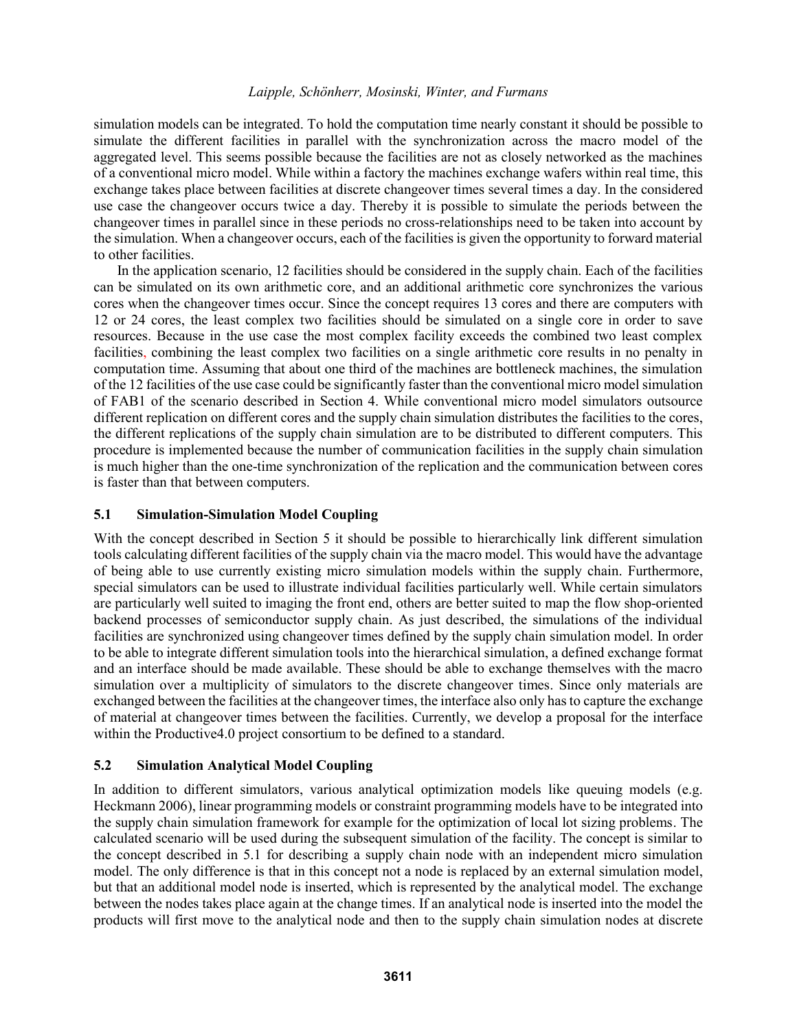simulation models can be integrated. To hold the computation time nearly constant it should be possible to simulate the different facilities in parallel with the synchronization across the macro model of the aggregated level. This seems possible because the facilities are not as closely networked as the machines of a conventional micro model. While within a factory the machines exchange wafers within real time, this exchange takes place between facilities at discrete changeover times several times a day. In the considered use case the changeover occurs twice a day. Thereby it is possible to simulate the periods between the changeover times in parallel since in these periods no cross-relationships need to be taken into account by the simulation. When a changeover occurs, each of the facilities is given the opportunity to forward material to other facilities.

In the application scenario, 12 facilities should be considered in the supply chain. Each of the facilities can be simulated on its own arithmetic core, and an additional arithmetic core synchronizes the various cores when the changeover times occur. Since the concept requires 13 cores and there are computers with 12 or 24 cores, the least complex two facilities should be simulated on a single core in order to save resources. Because in the use case the most complex facility exceeds the combined two least complex facilities, combining the least complex two facilities on a single arithmetic core results in no penalty in computation time. Assuming that about one third of the machines are bottleneck machines, the simulation of the 12 facilities of the use case could be significantly faster than the conventional micro model simulation of FAB1 of the scenario described in Section 4. While conventional micro model simulators outsource different replication on different cores and the supply chain simulation distributes the facilities to the cores, the different replications of the supply chain simulation are to be distributed to different computers. This procedure is implemented because the number of communication facilities in the supply chain simulation is much higher than the one-time synchronization of the replication and the communication between cores is faster than that between computers.

### 5.1 Simulation-Simulation Model Coupling

With the concept described in Section 5 it should be possible to hierarchically link different simulation tools calculating different facilities of the supply chain via the macro model. This would have the advantage of being able to use currently existing micro simulation models within the supply chain. Furthermore, special simulators can be used to illustrate individual facilities particularly well. While certain simulators are particularly well suited to imaging the front end, others are better suited to map the flow shop-oriented backend processes of semiconductor supply chain. As just described, the simulations of the individual facilities are synchronized using changeover times defined by the supply chain simulation model. In order to be able to integrate different simulation tools into the hierarchical simulation, a defined exchange format and an interface should be made available. These should be able to exchange themselves with the macro simulation over a multiplicity of simulators to the discrete changeover times. Since only materials are exchanged between the facilities at the changeover times, the interface also only has to capture the exchange of material at changeover times between the facilities. Currently, we develop a proposal for the interface within the Productive4.0 project consortium to be defined to a standard.

### 5.2 Simulation Analytical Model Coupling

In addition to different simulators, various analytical optimization models like queuing models (e.g. Heckmann 2006), linear programming models or constraint programming models have to be integrated into the supply chain simulation framework for example for the optimization of local lot sizing problems. The calculated scenario will be used during the subsequent simulation of the facility. The concept is similar to the concept described in 5.1 for describing a supply chain node with an independent micro simulation model. The only difference is that in this concept not a node is replaced by an external simulation model, but that an additional model node is inserted, which is represented by the analytical model. The exchange between the nodes takes place again at the change times. If an analytical node is inserted into the model the products will first move to the analytical node and then to the supply chain simulation nodes at discrete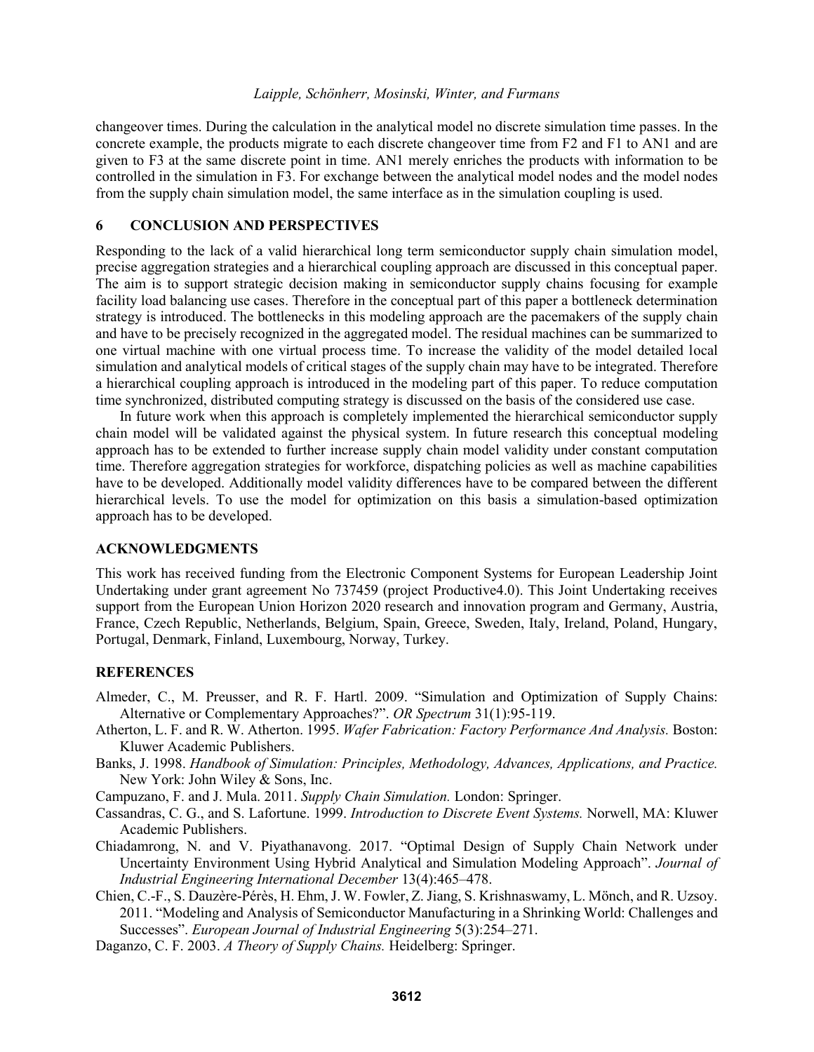changeover times. During the calculation in the analytical model no discrete simulation time passes. In the concrete example, the products migrate to each discrete changeover time from F2 and F1 to AN1 and are given to F3 at the same discrete point in time. AN1 merely enriches the products with information to be controlled in the simulation in F3. For exchange between the analytical model nodes and the model nodes from the supply chain simulation model, the same interface as in the simulation coupling is used.

## 6 CONCLUSION AND PERSPECTIVES

Responding to the lack of a valid hierarchical long term semiconductor supply chain simulation model, precise aggregation strategies and a hierarchical coupling approach are discussed in this conceptual paper. The aim is to support strategic decision making in semiconductor supply chains focusing for example facility load balancing use cases. Therefore in the conceptual part of this paper a bottleneck determination strategy is introduced. The bottlenecks in this modeling approach are the pacemakers of the supply chain and have to be precisely recognized in the aggregated model. The residual machines can be summarized to one virtual machine with one virtual process time. To increase the validity of the model detailed local simulation and analytical models of critical stages of the supply chain may have to be integrated. Therefore a hierarchical coupling approach is introduced in the modeling part of this paper. To reduce computation time synchronized, distributed computing strategy is discussed on the basis of the considered use case.

In future work when this approach is completely implemented the hierarchical semiconductor supply chain model will be validated against the physical system. In future research this conceptual modeling approach has to be extended to further increase supply chain model validity under constant computation time. Therefore aggregation strategies for workforce, dispatching policies as well as machine capabilities have to be developed. Additionally model validity differences have to be compared between the different hierarchical levels. To use the model for optimization on this basis a simulation-based optimization approach has to be developed.

## ACKNOWLEDGMENTS

This work has received funding from the Electronic Component Systems for European Leadership Joint Undertaking under grant agreement No 737459 (project Productive4.0). This Joint Undertaking receives support from the European Union Horizon 2020 research and innovation program and Germany, Austria, France, Czech Republic, Netherlands, Belgium, Spain, Greece, Sweden, Italy, Ireland, Poland, Hungary, Portugal, Denmark, Finland, Luxembourg, Norway, Turkey.

## REFERENCES

Almeder, C., M. Preusser, and R. F. Hartl. 2009. “Simulation and Optimization of Supply Chains: Alternative or Complementary Approaches?”. *OR Spectrum* 31(1):95-119.

Atherton, L. F. and R. W. Atherton. 1995. *Wafer Fabrication: Factory Performance And Analysis.* Boston: Kluwer Academic Publishers.

Banks, J. 1998. *Handbook of Simulation: Principles, Methodology, Advances, Applications, and Practice.* New York: John Wiley & Sons, Inc.

Campuzano, F. and J. Mula. 2011. *Supply Chain Simulation.* London: Springer.

Cassandras, C. G., and S. Lafortune. 1999. *Introduction to Discrete Event Systems.* Norwell, MA: Kluwer Academic Publishers.

Chiadamrong, N. and V. Piyathanavong. 2017. “Optimal Design of Supply Chain Network under Uncertainty Environment Using Hybrid Analytical and Simulation Modeling Approach”. *Journal of Industrial Engineering International December* 13(4):465–478.

Chien, C.-F., S. Dauzère-Pérès, H. Ehm, J. W. Fowler, Z. Jiang, S. Krishnaswamy, L. Mönch, and R. Uzsoy. 2011. “Modeling and Analysis of Semiconductor Manufacturing in a Shrinking World: Challenges and Successes”. *European Journal of Industrial Engineering* 5(3):254–271.

Daganzo, C. F. 2003. *A Theory of Supply Chains.* Heidelberg: Springer.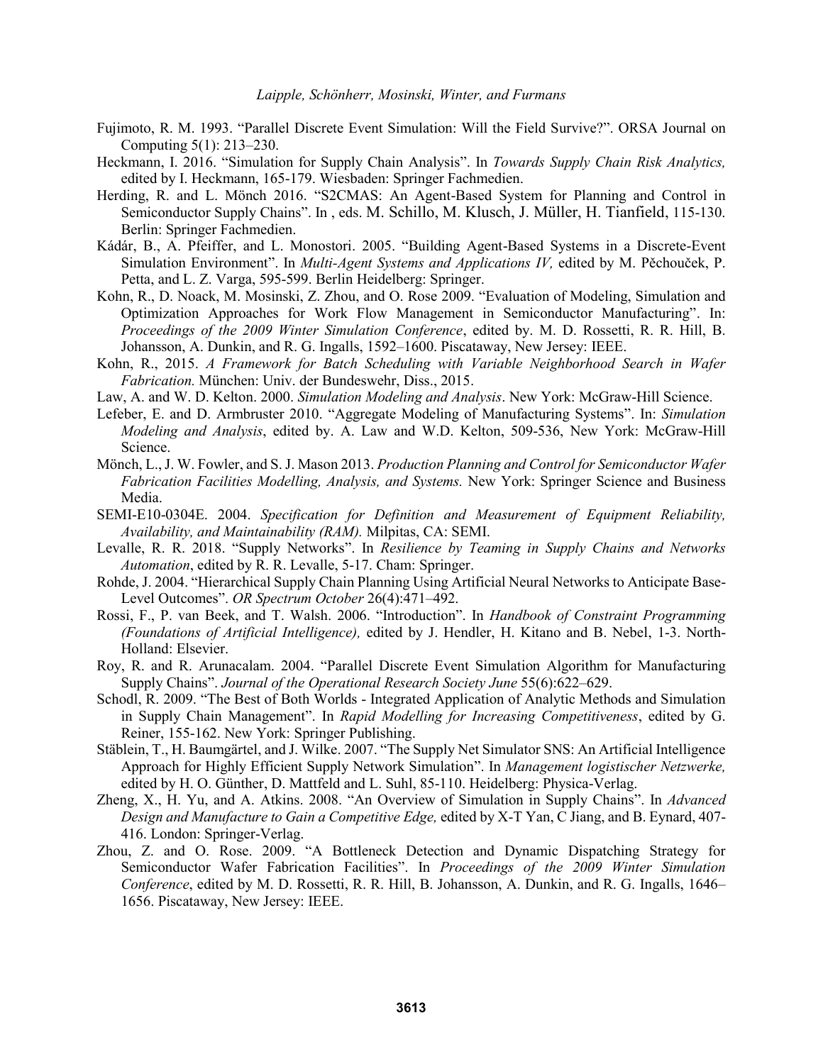Fujimoto, R. M. 1993. "Parallel Discrete Event Simulation: Will the Field Survive?". ORSA Journal on Computing 5(1): 213–230.

Heckmann, I. 2016. "Simulation for Supply Chain Analysis". In *Towards Supply Chain Risk Analytics,* edited by I. Heckmann, 165-179. Wiesbaden: Springer Fachmedien.

Herding, R. and L. Mönch 2016. "S2CMAS: An Agent-Based System for Planning and Control in Semiconductor Supply Chains". In , eds. M. Schillo, M. Klusch, J. Müller, H. Tianfield, 115-130. Berlin: Springer Fachmedien.

Kádár, B., A. Pfeiffer, and L. Monostori. 2005. "Building Agent-Based Systems in a Discrete-Event Simulation Environment". In *Multi-Agent Systems and Applications IV,* edited by M. Pěchouček, P. Petta, and L. Z. Varga, 595-599. Berlin Heidelberg: Springer.

Kohn, R., D. Noack, M. Mosinski, Z. Zhou, and O. Rose 2009. "Evaluation of Modeling, Simulation and Optimization Approaches for Work Flow Management in Semiconductor Manufacturing". In: *Proceedings of the 2009 Winter Simulation Conference*, edited by. M. D. Rossetti, R. R. Hill, B. Johansson, A. Dunkin, and R. G. Ingalls, 1592–1600. Piscataway, New Jersey: IEEE.

Kohn, R., 2015. *A Framework for Batch Scheduling with Variable Neighborhood Search in Wafer Fabrication.* München: Univ. der Bundeswehr, Diss., 2015.

Law, A. and W. D. Kelton. 2000. *Simulation Modeling and Analysis*. New York: McGraw-Hill Science.

Lefeber, E. and D. Armbruster 2010. "Aggregate Modeling of Manufacturing Systems". In: *Simulation Modeling and Analysis*, edited by. A. Law and W.D. Kelton, 509-536, New York: McGraw-Hill Science.

Mönch, L., J. W. Fowler, and S. J. Mason 2013. *Production Planning and Control for Semiconductor Wafer Fabrication Facilities Modelling, Analysis, and Systems.* New York: Springer Science and Business Media.

SEMI-E10-0304E. 2004. *Specification for Definition and Measurement of Equipment Reliability, Availability, and Maintainability (RAM).* Milpitas, CA: SEMI.

Levalle, R. R. 2018. "Supply Networks". In *Resilience by Teaming in Supply Chains and Networks Automation*, edited by R. R. Levalle, 5-17. Cham: Springer.

Rohde, J. 2004. "Hierarchical Supply Chain Planning Using Artificial Neural Networks to Anticipate Base-Level Outcomes". *OR Spectrum October* 26(4):471–492.

Rossi, F., P. van Beek, and T. Walsh. 2006. "Introduction". In *Handbook of Constraint Programming (Foundations of Artificial Intelligence),* edited by J. Hendler, H. Kitano and B. Nebel, 1-3. North-Holland: Elsevier.

Roy, R. and R. Arunacalam. 2004. "Parallel Discrete Event Simulation Algorithm for Manufacturing Supply Chains". *Journal of the Operational Research Society June* 55(6):622–629.

Schodl, R. 2009. "The Best of Both Worlds - Integrated Application of Analytic Methods and Simulation in Supply Chain Management". In *Rapid Modelling for Increasing Competitiveness*, edited by G. Reiner, 155-162. New York: Springer Publishing.

Stäblein, T., H. Baumgärtel, and J. Wilke. 2007. "The Supply Net Simulator SNS: An Artificial Intelligence Approach for Highly Efficient Supply Network Simulation". In *Management logistischer Netzwerke,* edited by H. O. Günther, D. Mattfeld and L. Suhl, 85-110. Heidelberg: Physica-Verlag.

Zheng, X., H. Yu, and A. Atkins. 2008. "An Overview of Simulation in Supply Chains". In *Advanced Design and Manufacture to Gain a Competitive Edge,* edited by X-T Yan, C Jiang, and B. Eynard, 407-416. London: Springer-Verlag.

Zhou, Z. and O. Rose. 2009. "A Bottleneck Detection and Dynamic Dispatching Strategy for Semiconductor Wafer Fabrication Facilities". In *Proceedings of the 2009 Winter Simulation Conference*, edited by M. D. Rossetti, R. R. Hill, B. Johansson, A. Dunkin, and R. G. Ingalls, 1646–1656. Piscataway, New Jersey: IEEE.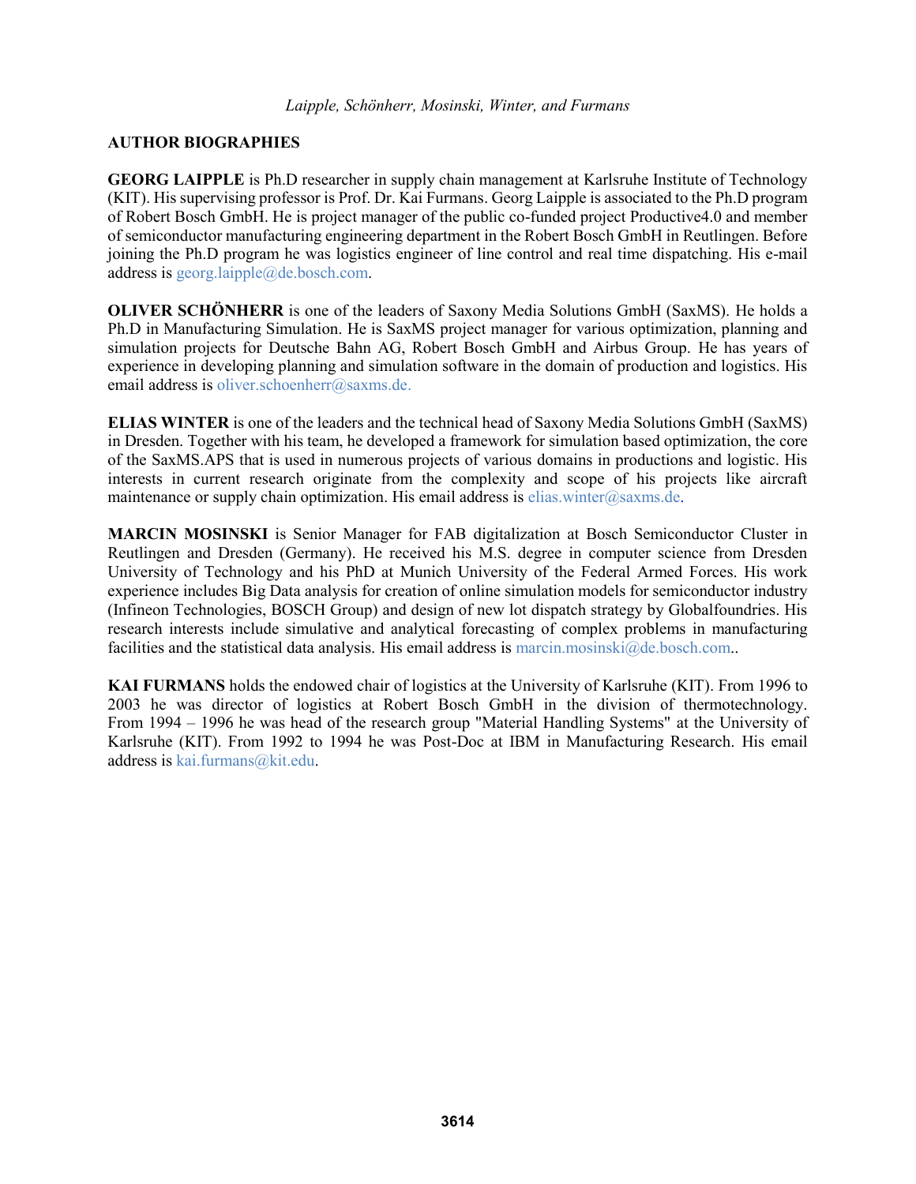## AUTHOR BIOGRAPHIES

**GEORG LAIPPLE** is Ph.D researcher in supply chain management at Karlsruhe Institute of Technology (KIT). His supervising professor is Prof. Dr. Kai Furmans. Georg Laipple is associated to the Ph.D program of Robert Bosch GmbH. He is project manager of the public co-funded project Productive4.0 and member of semiconductor manufacturing engineering department in the Robert Bosch GmbH in Reutlingen. Before joining the Ph.D program he was logistics engineer of line control and real time dispatching. His e-mail address is georg.laipple@de.bosch.com.

**OLIVER SCHÖNHERR** is one of the leaders of Saxony Media Solutions GmbH (SaxMS). He holds a Ph.D in Manufacturing Simulation. He is SaxMS project manager for various optimization, planning and simulation projects for Deutsche Bahn AG, Robert Bosch GmbH and Airbus Group. He has years of experience in developing planning and simulation software in the domain of production and logistics. His email address is oliver.schoenherr@saxms.de.

**ELIAS WINTER** is one of the leaders and the technical head of Saxony Media Solutions GmbH (SaxMS) in Dresden. Together with his team, he developed a framework for simulation based optimization, the core of the SaxMS.APS that is used in numerous projects of various domains in productions and logistic. His interests in current research originate from the complexity and scope of his projects like aircraft maintenance or supply chain optimization. His email address is elias.winter@saxms.de.

**MARCIN MOSINSKI** is Senior Manager for FAB digitalization at Bosch Semiconductor Cluster in Reutlingen and Dresden (Germany). He received his M.S. degree in computer science from Dresden University of Technology and his PhD at Munich University of the Federal Armed Forces. His work experience includes Big Data analysis for creation of online simulation models for semiconductor industry (Infineon Technologies, BOSCH Group) and design of new lot dispatch strategy by Globalfoundries. His research interests include simulative and analytical forecasting of complex problems in manufacturing facilities and the statistical data analysis. His email address is marcin.mosinski@de.bosch.com..

**KAI FURMANS** holds the endowed chair of logistics at the University of Karlsruhe (KIT). From 1996 to 2003 he was director of logistics at Robert Bosch GmbH in the division of thermotechnology. From 1994 – 1996 he was head of the research group "Material Handling Systems" at the University of Karlsruhe (KIT). From 1992 to 1994 he was Post-Doc at IBM in Manufacturing Research. His email address is kai.furmans@kit.edu.